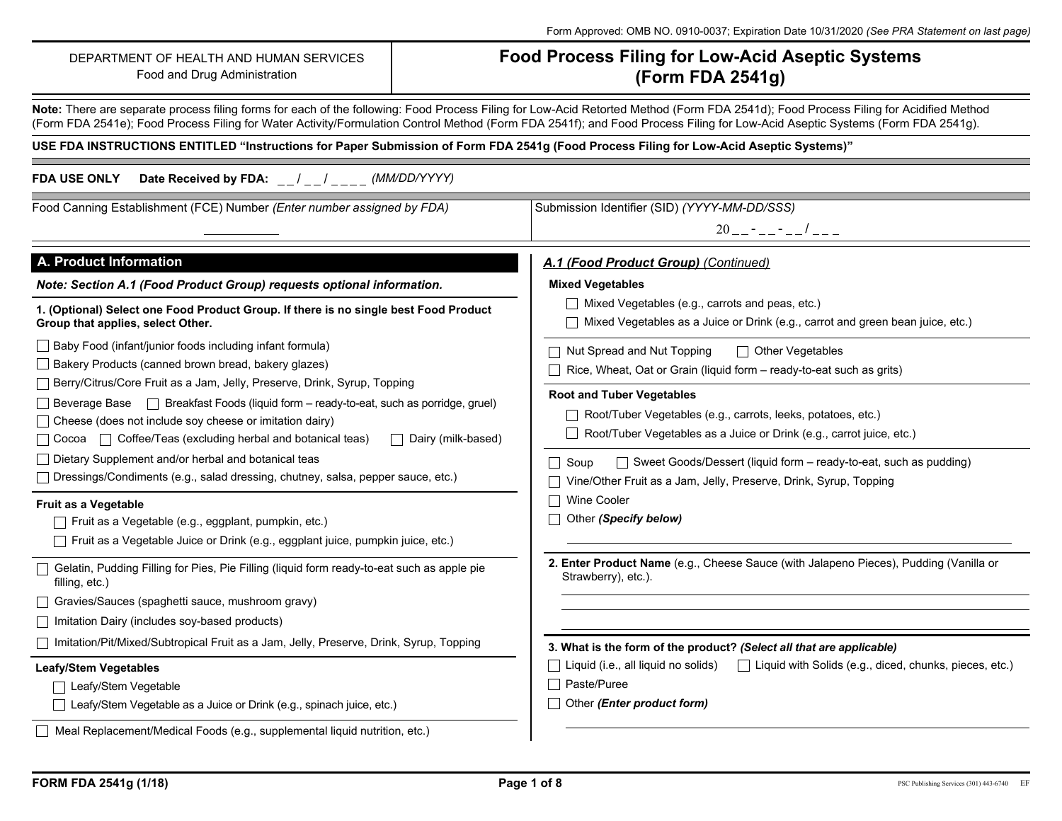Form Approved: OMB NO. 0910-0037; Expiration Date 10/31/2020 *(See PRA Statement on last page)*

DEPARTMENT OF HEALTH AND HUMAN SERVICES
Food and Drug Administration

# Food Process Filing for Low-Acid Aseptic Systems (Form FDA 2541g)

**Note:** There are separate process filing forms for each of the following: Food Process Filing for Low-Acid Retorted Method (Form FDA 2541d); Food Process Filing for Acidified Method (Form FDA 2541e); Food Process Filing for Water Activity/Formulation Control Method (Form FDA 2541f); and Food Process Filing for Low-Acid Aseptic Systems (Form FDA 2541g).

**USE FDA INSTRUCTIONS ENTITLED "Instructions for Paper Submission of Form FDA 2541g (Food Process Filing for Low-Acid Aseptic Systems)"**

**FDA USE ONLY** **Date Received by FDA:** __ / __ / ____ *(MM/DD/YYYY)*

Food Canning Establishment (FCE) Number *(Enter number assigned by FDA)* __________

Submission Identifier (SID) *(YYYY-MM-DD/SSS)* 20__-__-__/___

## A. Product Information

***Note: Section A.1 (Food Product Group) requests optional information.***

**1. (Optional) Select one Food Product Group. If there is no single best Food Product Group that applies, select Other.**

- ☐ Baby Food (infant/junior foods including infant formula)
- ☐ Bakery Products (canned brown bread, bakery glazes)
- ☐ Berry/Citrus/Core Fruit as a Jam, Jelly, Preserve, Drink, Syrup, Topping
- ☐ Beverage Base ☐ Breakfast Foods (liquid form – ready-to-eat, such as porridge, gruel)
- ☐ Cheese (does not include soy cheese or imitation dairy)
- ☐ Cocoa ☐ Coffee/Teas (excluding herbal and botanical teas) ☐ Dairy (milk-based)
- ☐ Dietary Supplement and/or herbal and botanical teas
- ☐ Dressings/Condiments (e.g., salad dressing, chutney, salsa, pepper sauce, etc.)

**Fruit as a Vegetable**

- ☐ Fruit as a Vegetable (e.g., eggplant, pumpkin, etc.)
- ☐ Fruit as a Vegetable Juice or Drink (e.g., eggplant juice, pumpkin juice, etc.)

- ☐ Gelatin, Pudding Filling for Pies, Pie Filling (liquid form ready-to-eat such as apple pie filling, etc.)
- ☐ Gravies/Sauces (spaghetti sauce, mushroom gravy)
- ☐ Imitation Dairy (includes soy-based products)
- ☐ Imitation/Pit/Mixed/Subtropical Fruit as a Jam, Jelly, Preserve, Drink, Syrup, Topping

**Leafy/Stem Vegetables**

- ☐ Leafy/Stem Vegetable
- ☐ Leafy/Stem Vegetable as a Juice or Drink (e.g., spinach juice, etc.)

- ☐ Meal Replacement/Medical Foods (e.g., supplemental liquid nutrition, etc.)

***A.1 (Food Product Group)*** *(Continued)*

**Mixed Vegetables**

- ☐ Mixed Vegetables (e.g., carrots and peas, etc.)
- ☐ Mixed Vegetables as a Juice or Drink (e.g., carrot and green bean juice, etc.)

- ☐ Nut Spread and Nut Topping ☐ Other Vegetables
- ☐ Rice, Wheat, Oat or Grain (liquid form – ready-to-eat such as grits)

**Root and Tuber Vegetables**

- ☐ Root/Tuber Vegetables (e.g., carrots, leeks, potatoes, etc.)
- ☐ Root/Tuber Vegetables as a Juice or Drink (e.g., carrot juice, etc.)

- ☐ Soup ☐ Sweet Goods/Dessert (liquid form – ready-to-eat, such as pudding)
- ☐ Vine/Other Fruit as a Jam, Jelly, Preserve, Drink, Syrup, Topping
- ☐ Wine Cooler
- ☐ Other ***(Specify below)***

__________________________________________

**2. Enter Product Name** (e.g., Cheese Sauce (with Jalapeno Pieces), Pudding (Vanilla or Strawberry), etc.).

__________________________________________

**3. What is the form of the product?** ***(Select all that are applicable)***

- ☐ Liquid (i.e., all liquid no solids) ☐ Liquid with Solids (e.g., diced, chunks, pieces, etc.)
- ☐ Paste/Puree
- ☐ Other ***(Enter product form)***

__________________________________________

FORM FDA 2541g (1/18)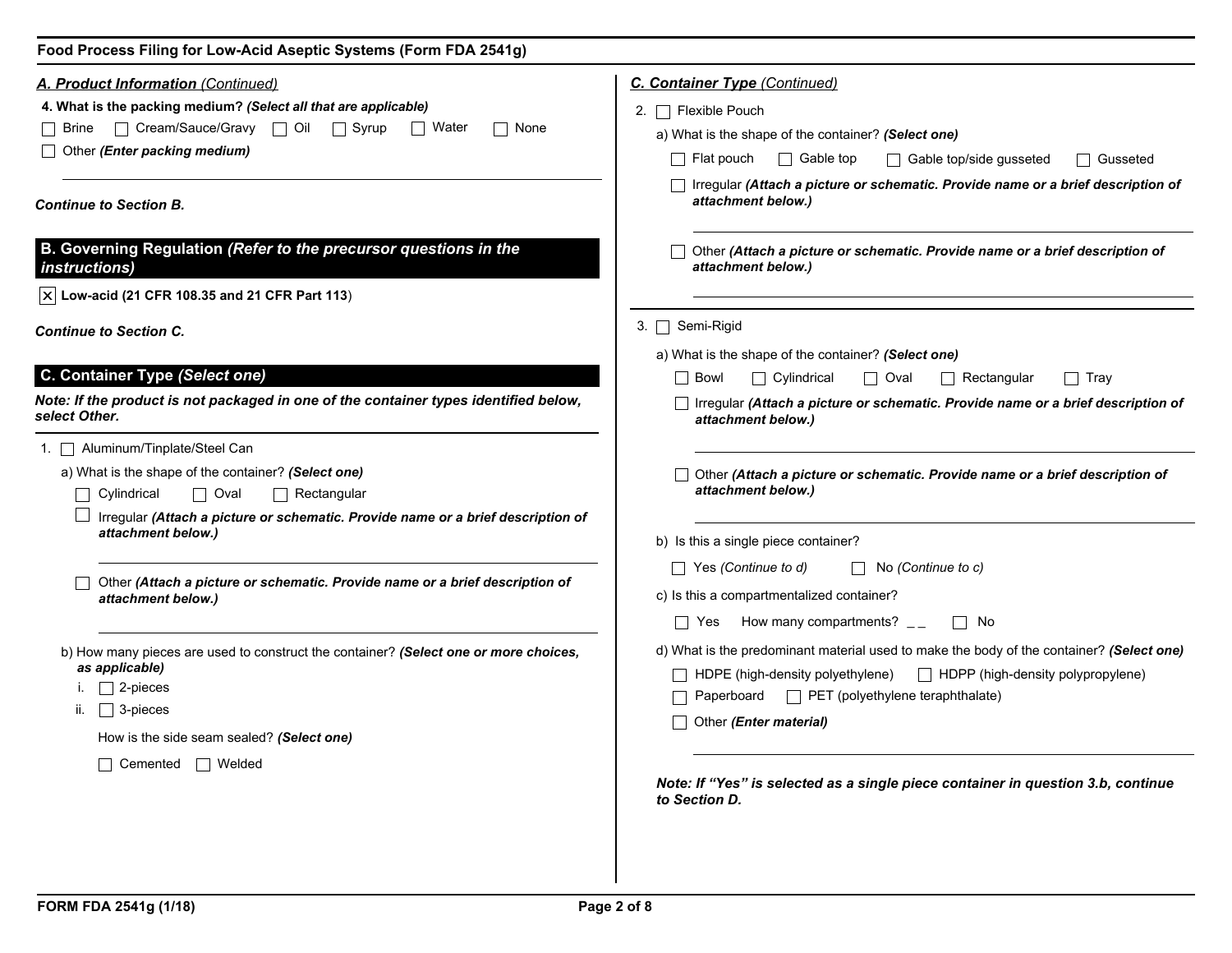Food Process Filing for Low-Acid Aseptic Systems (Form FDA 2541g)

### *A. Product Information (Continued)*

**4. What is the packing medium?** ***(Select all that are applicable)***

☐ Brine ☐ Cream/Sauce/Gravy ☐ Oil ☐ Syrup ☐ Water ☐ None

☐ Other ***(Enter packing medium)***

___

***Continue to Section B.***

## B. Governing Regulation *(Refer to the precursor questions in the instructions)*

☒ **Low-acid (21 CFR 108.35 and 21 CFR Part 113)**

***Continue to Section C.***

## C. Container Type *(Select one)*

***Note: If the product is not packaged in one of the container types identified below, select Other.***

1. ☐ Aluminum/Tinplate/Steel Can

   a) What is the shape of the container? ***(Select one)***

   ☐ Cylindrical ☐ Oval ☐ Rectangular

   ☐ Irregular ***(Attach a picture or schematic. Provide name or a brief description of attachment below.)***

   ___

   ☐ Other ***(Attach a picture or schematic. Provide name or a brief description of attachment below.)***

   ___

   b) How many pieces are used to construct the container? ***(Select one or more choices, as applicable)***

   i. ☐ 2-pieces

   ii. ☐ 3-pieces

   How is the side seam sealed? ***(Select one)***

   ☐ Cemented ☐ Welded

### *C. Container Type (Continued)*

2. ☐ Flexible Pouch

   a) What is the shape of the container? ***(Select one)***

   ☐ Flat pouch ☐ Gable top ☐ Gable top/side gusseted ☐ Gusseted

   ☐ Irregular ***(Attach a picture or schematic. Provide name or a brief description of attachment below.)***

   ___

   ☐ Other ***(Attach a picture or schematic. Provide name or a brief description of attachment below.)***

   ___

3. ☐ Semi-Rigid

   a) What is the shape of the container? ***(Select one)***

   ☐ Bowl ☐ Cylindrical ☐ Oval ☐ Rectangular ☐ Tray

   ☐ Irregular ***(Attach a picture or schematic. Provide name or a brief description of attachment below.)***

   ___

   ☐ Other ***(Attach a picture or schematic. Provide name or a brief description of attachment below.)***

   ___

   b) Is this a single piece container?

   ☐ Yes *(Continue to d)* ☐ No *(Continue to c)*

   c) Is this a compartmentalized container?

   ☐ Yes How many compartments? _ _ ☐ No

   d) What is the predominant material used to make the body of the container? ***(Select one)***

   ☐ HDPE (high-density polyethylene) ☐ HDPP (high-density polypropylene)

   ☐ Paperboard ☐ PET (polyethylene teraphthalate)

   ☐ Other ***(Enter material)***

   ___

   ***Note: If "Yes" is selected as a single piece container in question 3.b, continue to Section D.***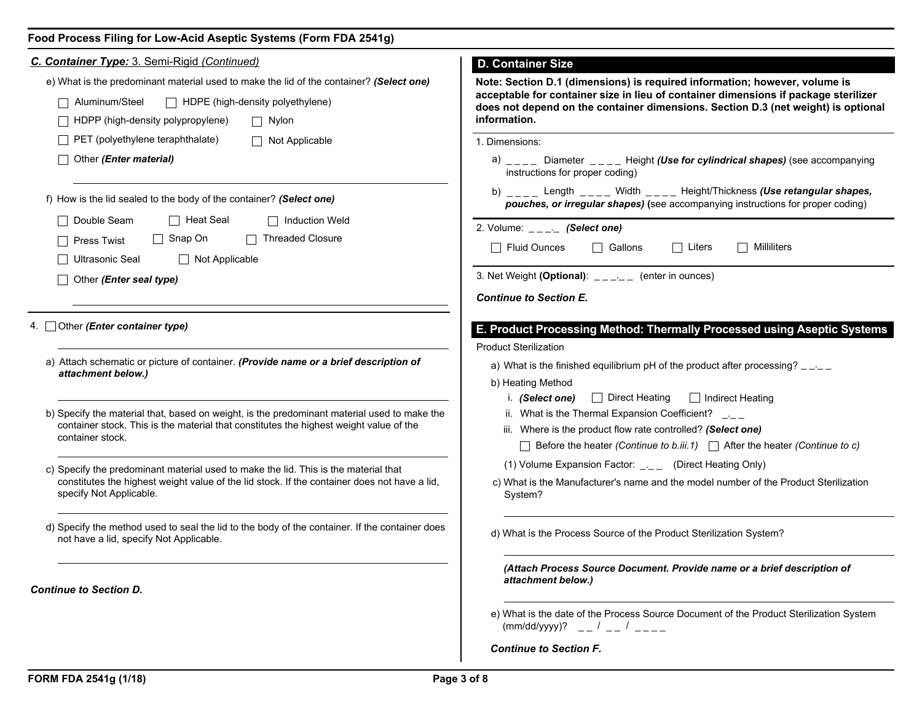## C. Container Type: 3. Semi-Rigid *(Continued)*

e) What is the predominant material used to make the lid of the container? ***(Select one)***

- ☐ Aluminum/Steel
- ☐ HDPE (high-density polyethylene)
- ☐ HDPP (high-density polypropylene)
- ☐ Nylon
- ☐ PET (polyethylene teraphthalate)
- ☐ Not Applicable
- ☐ Other ***(Enter material)***

f) How is the lid sealed to the body of the container? ***(Select one)***

- ☐ Double Seam
- ☐ Heat Seal
- ☐ Induction Weld
- ☐ Press Twist
- ☐ Snap On
- ☐ Threaded Closure
- ☐ Ultrasonic Seal
- ☐ Not Applicable
- ☐ Other ***(Enter seal type)***

4. ☐ Other ***(Enter container type)***

a) Attach schematic or picture of container. ***(Provide name or a brief description of attachment below.)***

b) Specify the material that, based on weight, is the predominant material used to make the container stock. This is the material that constitutes the highest weight value of the container stock.

c) Specify the predominant material used to make the lid. This is the material that constitutes the highest weight value of the lid stock. If the container does not have a lid, specify Not Applicable.

d) Specify the method used to seal the lid to the body of the container. If the container does not have a lid, specify Not Applicable.

***Continue to Section D.***

## D. Container Size

**Note: Section D.1 (dimensions) is required information; however, volume is acceptable for container size in lieu of container dimensions if package sterilizer does not depend on the container dimensions. Section D.3 (net weight) is optional information.**

1. Dimensions:

a) _ _ _ _ Diameter _ _ _ _ Height ***(Use for cylindrical shapes)*** (see accompanying instructions for proper coding)

b) _ _ _ _ Length _ _ _ _ Width _ _ _ _ Height/Thickness ***(Use retangular shapes, pouches, or irregular shapes)*** **(**see accompanying instructions for proper coding)

2. Volume: _ _ _._ ***(Select one)***

- ☐ Fluid Ounces
- ☐ Gallons
- ☐ Liters
- ☐ Milliliters

3. Net Weight **(Optional)**: _ _ _._ _ (enter in ounces)

***Continue to Section E.***

## E. Product Processing Method: Thermally Processed using Aseptic Systems

Product Sterilization

a) What is the finished equilibrium pH of the product after processing? _ _._ _

b) Heating Method

i. ***(Select one)*** ☐ Direct Heating ☐ Indirect Heating

ii. What is the Thermal Expansion Coefficient? _._ _

iii. Where is the product flow rate controlled? ***(Select one)***

☐ Before the heater *(Continue to b.iii.1)* ☐ After the heater *(Continue to c)*

(1) Volume Expansion Factor: _._ _ (Direct Heating Only)

c) What is the Manufacturer's name and the model number of the Product Sterilization System?

d) What is the Process Source of the Product Sterilization System?

***(Attach Process Source Document. Provide name or a brief description of attachment below.)***

e) What is the date of the Process Source Document of the Product Sterilization System (mm/dd/yyyy)? _ _ / _ _ / _ _ _ _

***Continue to Section F.***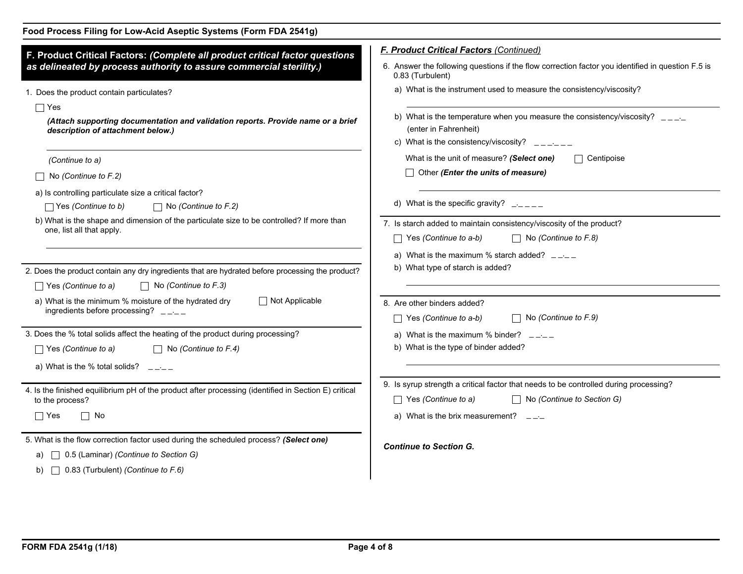## F. Product Critical Factors: *(Complete all product critical factor questions as delineated by process authority to assure commercial sterility.)*

1. Does the product contain particulates?

   ☐ Yes

   ***(Attach supporting documentation and validation reports. Provide name or a brief description of attachment below.)***

   ______________________________

   *(Continue to a)*

   ☐ No *(Continue to F.2)*

   a) Is controlling particulate size a critical factor?

   ☐ Yes *(Continue to b)* ☐ No *(Continue to F.2)*

   b) What is the shape and dimension of the particulate size to be controlled? If more than one, list all that apply.

   ______________________________

2. Does the product contain any dry ingredients that are hydrated before processing the product?

   ☐ Yes *(Continue to a)* ☐ No *(Continue to F.3)*

   a) What is the minimum % moisture of the hydrated dry ingredients before processing? _ _._ _ ☐ Not Applicable

3. Does the % total solids affect the heating of the product during processing?

   ☐ Yes *(Continue to a)* ☐ No *(Continue to F.4)*

   a) What is the % total solids? _ _._ _

4. Is the finished equilibrium pH of the product after processing (identified in Section E) critical to the process?

   ☐ Yes ☐ No

5. What is the flow correction factor used during the scheduled process? ***(Select one)***

   a) ☐ 0.5 (Laminar) *(Continue to Section G)*

   b) ☐ 0.83 (Turbulent) *(Continue to F.6)*

***F. Product Critical Factors*** *(Continued)*

6. Answer the following questions if the flow correction factor you identified in question F.5 is 0.83 (Turbulent)

   a) What is the instrument used to measure the consistency/viscosity?

   ______________________________

   b) What is the temperature when you measure the consistency/viscosity? _ _ _._ (enter in Fahrenheit)

   c) What is the consistency/viscosity? _ _ _._ _ _

   What is the unit of measure? ***(Select one)*** ☐ Centipoise

   ☐ Other ***(Enter the units of measure)***

   ______________________________

   d) What is the specific gravity? _._ _ _ _

7. Is starch added to maintain consistency/viscosity of the product?

   ☐ Yes *(Continue to a-b)* ☐ No *(Continue to F.8)*

   a) What is the maximum % starch added? _ _._ _

   b) What type of starch is added?

   ______________________________

8. Are other binders added?

   ☐ Yes *(Continue to a-b)* ☐ No *(Continue to F.9)*

   a) What is the maximum % binder? _ _._ _

   b) What is the type of binder added?

   ______________________________

9. Is syrup strength a critical factor that needs to be controlled during processing?

   ☐ Yes *(Continue to a)* ☐ No *(Continue to Section G)*

   a) What is the brix measurement? _ _._

***Continue to Section G.***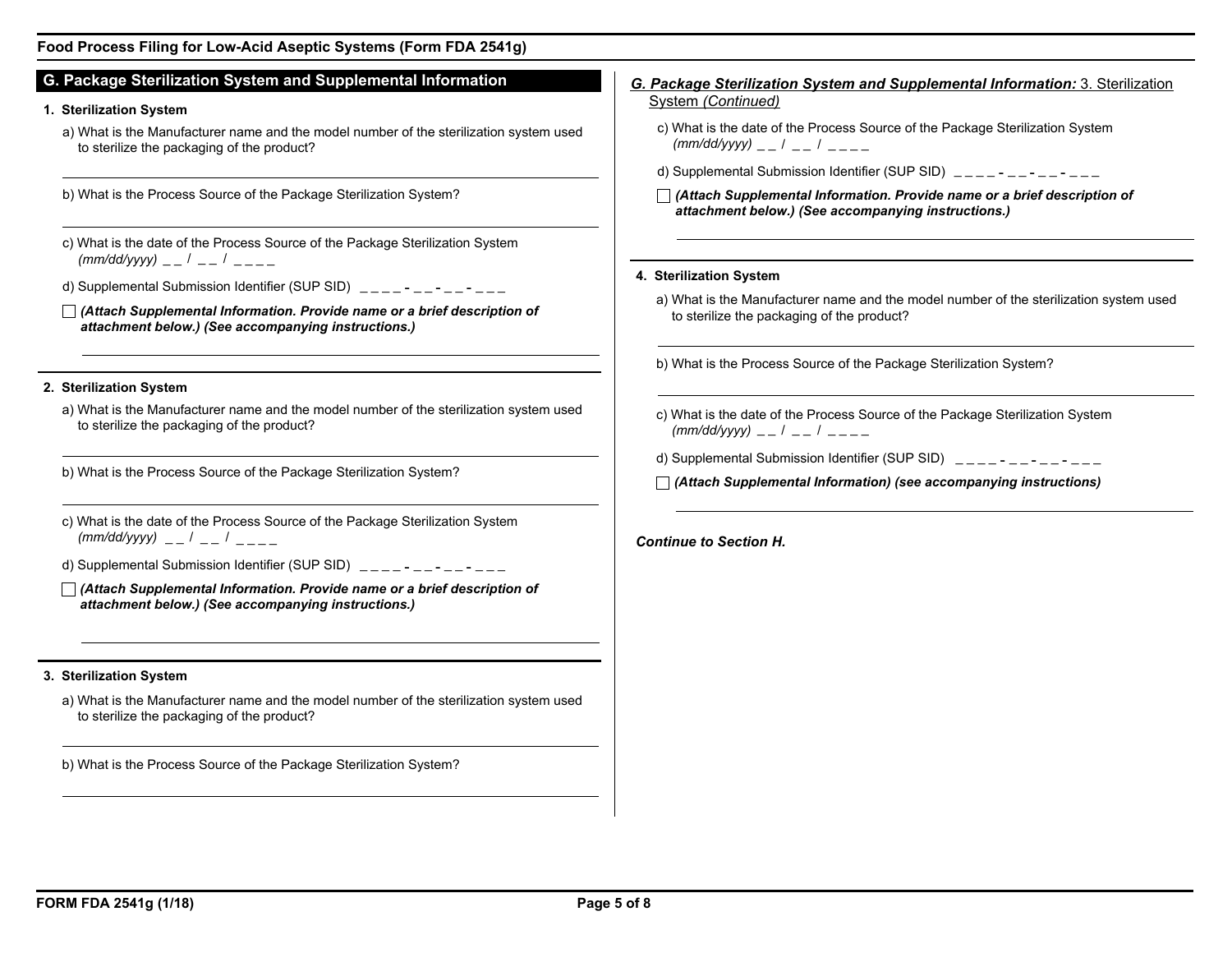## G. Package Sterilization System and Supplemental Information

**1. Sterilization System**

a) What is the Manufacturer name and the model number of the sterilization system used to sterilize the packaging of the product?

b) What is the Process Source of the Package Sterilization System?

c) What is the date of the Process Source of the Package Sterilization System *(mm/dd/yyyy)* _ _ / _ _ / _ _ _ _

d) Supplemental Submission Identifier (SUP SID) _ _ _ _ - _ _ - _ _ - _ _ _

☐ ***(Attach Supplemental Information. Provide name or a brief description of attachment below.) (See accompanying instructions.)***

**2. Sterilization System**

a) What is the Manufacturer name and the model number of the sterilization system used to sterilize the packaging of the product?

b) What is the Process Source of the Package Sterilization System?

c) What is the date of the Process Source of the Package Sterilization System *(mm/dd/yyyy)* _ _ / _ _ / _ _ _ _

d) Supplemental Submission Identifier (SUP SID) _ _ _ _ - _ _ - _ _ - _ _ _

☐ ***(Attach Supplemental Information. Provide name or a brief description of attachment below.) (See accompanying instructions.)***

**3. Sterilization System**

a) What is the Manufacturer name and the model number of the sterilization system used to sterilize the packaging of the product?

b) What is the Process Source of the Package Sterilization System?

***G. Package Sterilization System and Supplemental Information:*** 3. Sterilization System *(Continued)*

c) What is the date of the Process Source of the Package Sterilization System *(mm/dd/yyyy)* _ _ / _ _ / _ _ _ _

d) Supplemental Submission Identifier (SUP SID) _ _ _ _ - _ _ - _ _ - _ _ _

☐ ***(Attach Supplemental Information. Provide name or a brief description of attachment below.) (See accompanying instructions.)***

**4. Sterilization System**

a) What is the Manufacturer name and the model number of the sterilization system used to sterilize the packaging of the product?

b) What is the Process Source of the Package Sterilization System?

c) What is the date of the Process Source of the Package Sterilization System *(mm/dd/yyyy)* _ _ / _ _ / _ _ _ _

d) Supplemental Submission Identifier (SUP SID) _ _ _ _ - _ _ - _ _ - _ _ _

☐ ***(Attach Supplemental Information) (see accompanying instructions)***

***Continue to Section H.***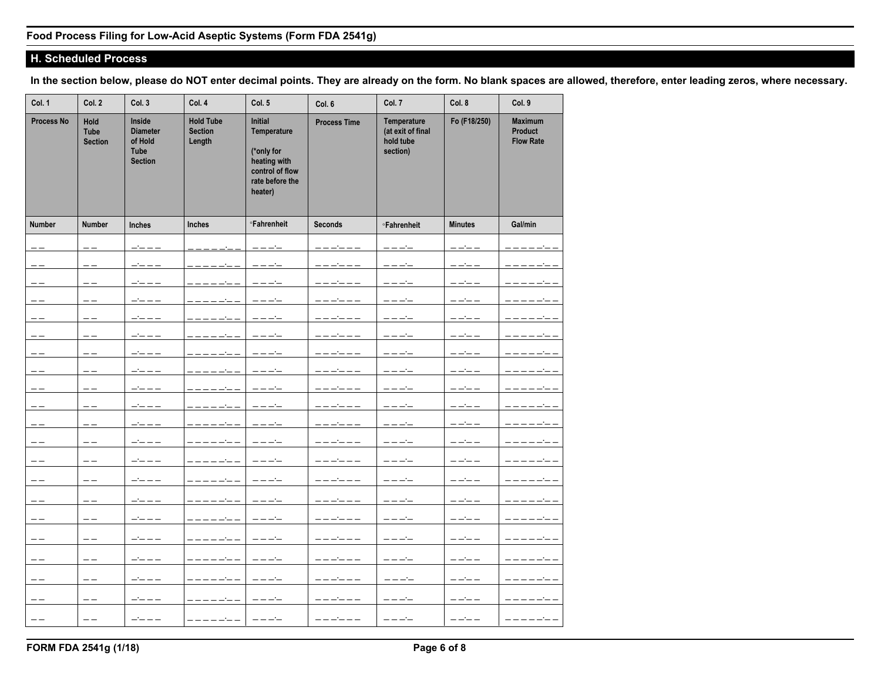Food Process Filing for Low-Acid Aseptic Systems (Form FDA 2541g)

## H. Scheduled Process

**In the section below, please do NOT enter decimal points. They are already on the form. No blank spaces are allowed, therefore, enter leading zeros, where necessary.**

| Col. 1 | Col. 2 | Col. 3 | Col. 4 | Col. 5 | Col. 6 | Col. 7 | Col. 8 | Col. 9 |
|---|---|---|---|---|---|---|---|---|
| Process No | Hold Tube Section | Inside Diameter of Hold Tube Section | Hold Tube Section Length | Initial Temperature (*only for heating with control of flow rate before the heater) | Process Time | Temperature (at exit of final hold tube section) | Fo (F18/250) | Maximum Product Flow Rate |
| Number | Number | Inches | Inches | °Fahrenheit | Seconds | °Fahrenheit | Minutes | Gal/min |
| _ _ | _ _ | _._ _ _ | _ _ _ _ _._ _ | _ _ _._ | _ _ _._ _ _ | _ _ _._ | _ _._ _ | _ _ _ _ _._ _ |
| _ _ | _ _ | _._ _ _ | _ _ _ _ _._ _ | _ _ _._ | _ _ _._ _ _ | _ _ _._ | _ _._ _ | _ _ _ _ _._ _ |
| _ _ | _ _ | _._ _ _ | _ _ _ _ _._ _ | _ _ _._ | _ _ _._ _ _ | _ _ _._ | _ _._ _ | _ _ _ _ _._ _ |
| _ _ | _ _ | _._ _ _ | _ _ _ _ _._ _ | _ _ _._ | _ _ _._ _ _ | _ _ _._ | _ _._ _ | _ _ _ _ _._ _ |
| _ _ | _ _ | _._ _ _ | _ _ _ _ _._ _ | _ _ _._ | _ _ _._ _ _ | _ _ _._ | _ _._ _ | _ _ _ _ _._ _ |
| _ _ | _ _ | _._ _ _ | _ _ _ _ _._ _ | _ _ _._ | _ _ _._ _ _ | _ _ _._ | _ _._ _ | _ _ _ _ _._ _ |
| _ _ | _ _ | _._ _ _ | _ _ _ _ _._ _ | _ _ _._ | _ _ _._ _ _ | _ _ _._ | _ _._ _ | _ _ _ _ _._ _ |
| _ _ | _ _ | _._ _ _ | _ _ _ _ _._ _ | _ _ _._ | _ _ _._ _ _ | _ _ _._ | _ _._ _ | _ _ _ _ _._ _ |
| _ _ | _ _ | _._ _ _ | _ _ _ _ _._ _ | _ _ _._ | _ _ _._ _ _ | _ _ _._ | _ _._ _ | _ _ _ _ _._ _ |
| _ _ | _ _ | _._ _ _ | _ _ _ _ _._ _ | _ _ _._ | _ _ _._ _ _ | _ _ _._ | _ _._ _ | _ _ _ _ _._ _ |
| _ _ | _ _ | _._ _ _ | _ _ _ _ _._ _ | _ _ _._ | _ _ _._ _ _ | _ _ _._ | _ _._ _ | _ _ _ _ _._ _ |
| _ _ | _ _ | _._ _ _ | _ _ _ _ _._ _ | _ _ _._ | _ _ _._ _ _ | _ _ _._ | _ _._ _ | _ _ _ _ _._ _ |
| _ _ | _ _ | _._ _ _ | _ _ _ _ _._ _ | _ _ _._ | _ _ _._ _ _ | _ _ _._ | _ _._ _ | _ _ _ _ _._ _ |
| _ _ | _ _ | _._ _ _ | _ _ _ _ _._ _ | _ _ _._ | _ _ _._ _ _ | _ _ _._ | _ _._ _ | _ _ _ _ _._ _ |
| _ _ | _ _ | _._ _ _ | _ _ _ _ _._ _ | _ _ _._ | _ _ _._ _ _ | _ _ _._ | _ _._ _ | _ _ _ _ _._ _ |
| _ _ | _ _ | _._ _ _ | _ _ _ _ _._ _ | _ _ _._ | _ _ _._ _ _ | _ _ _._ | _ _._ _ | _ _ _ _ _._ _ |
| _ _ | _ _ | _._ _ _ | _ _ _ _ _._ _ | _ _ _._ | _ _ _._ _ _ | _ _ _._ | _ _._ _ | _ _ _ _ _._ _ |
| _ _ | _ _ | _._ _ _ | _ _ _ _ _._ _ | _ _ _._ | _ _ _._ _ _ | _ _ _._ | _ _._ _ | _ _ _ _ _._ _ |
| _ _ | _ _ | _._ _ _ | _ _ _ _ _._ _ | _ _ _._ | _ _ _._ _ _ | _ _ _._ | _ _._ _ | _ _ _ _ _._ _ |
| _ _ | _ _ | _._ _ _ | _ _ _ _ _._ _ | _ _ _._ | _ _ _._ _ _ | _ _ _._ | _ _._ _ | _ _ _ _ _._ _ |
| _ _ | _ _ | _._ _ _ | _ _ _ _ _._ _ | _ _ _._ | _ _ _._ _ _ | _ _ _._ | _ _._ _ | _ _ _ _ _._ _ |

FORM FDA 2541g (1/18)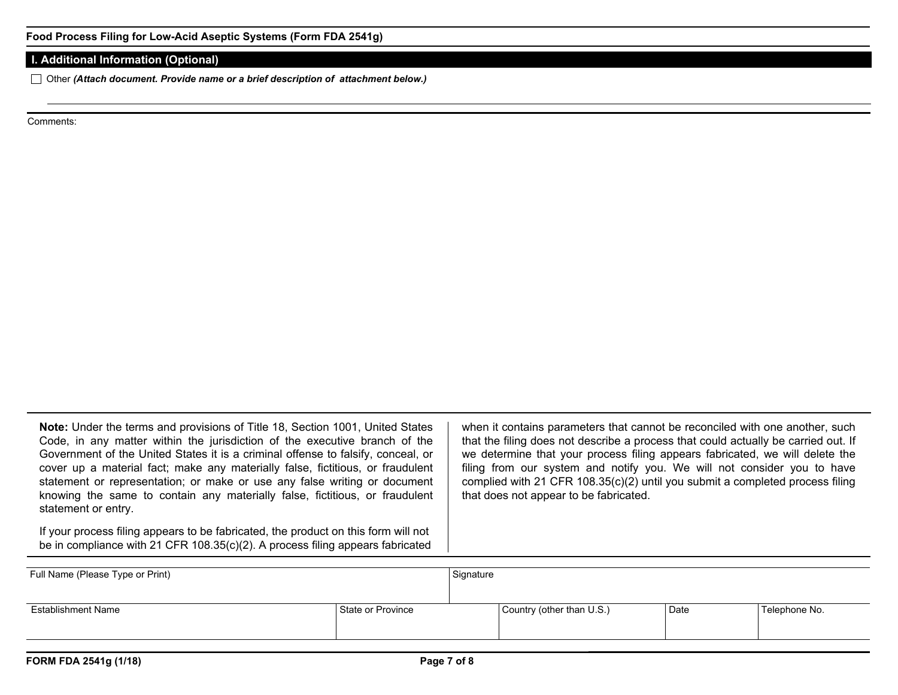**Food Process Filing for Low-Acid Aseptic Systems (Form FDA 2541g)**

## I. Additional Information (Optional)

☐ Other *(Attach document. Provide name or a brief description of attachment below.)*

Comments:

**Note:** Under the terms and provisions of Title 18, Section 1001, United States Code, in any matter within the jurisdiction of the executive branch of the Government of the United States it is a criminal offense to falsify, conceal, or cover up a material fact; make any materially false, fictitious, or fraudulent statement or representation; or make or use any false writing or document knowing the same to contain any materially false, fictitious, or fraudulent statement or entry.

If your process filing appears to be fabricated, the product on this form will not be in compliance with 21 CFR 108.35(c)(2). A process filing appears fabricated when it contains parameters that cannot be reconciled with one another, such that the filing does not describe a process that could actually be carried out. If we determine that your process filing appears fabricated, we will delete the filing from our system and notify you. We will not consider you to have complied with 21 CFR 108.35(c)(2) until you submit a completed process filing that does not appear to be fabricated.

| Full Name (Please Type or Print) | | Signature | | |
|---|---|---|---|---|
| | | | | |
| **Establishment Name** | **State or Province** | **Country (other than U.S.)** | **Date** | **Telephone No.** |
| | | | | |

FORM FDA 2541g (1/18)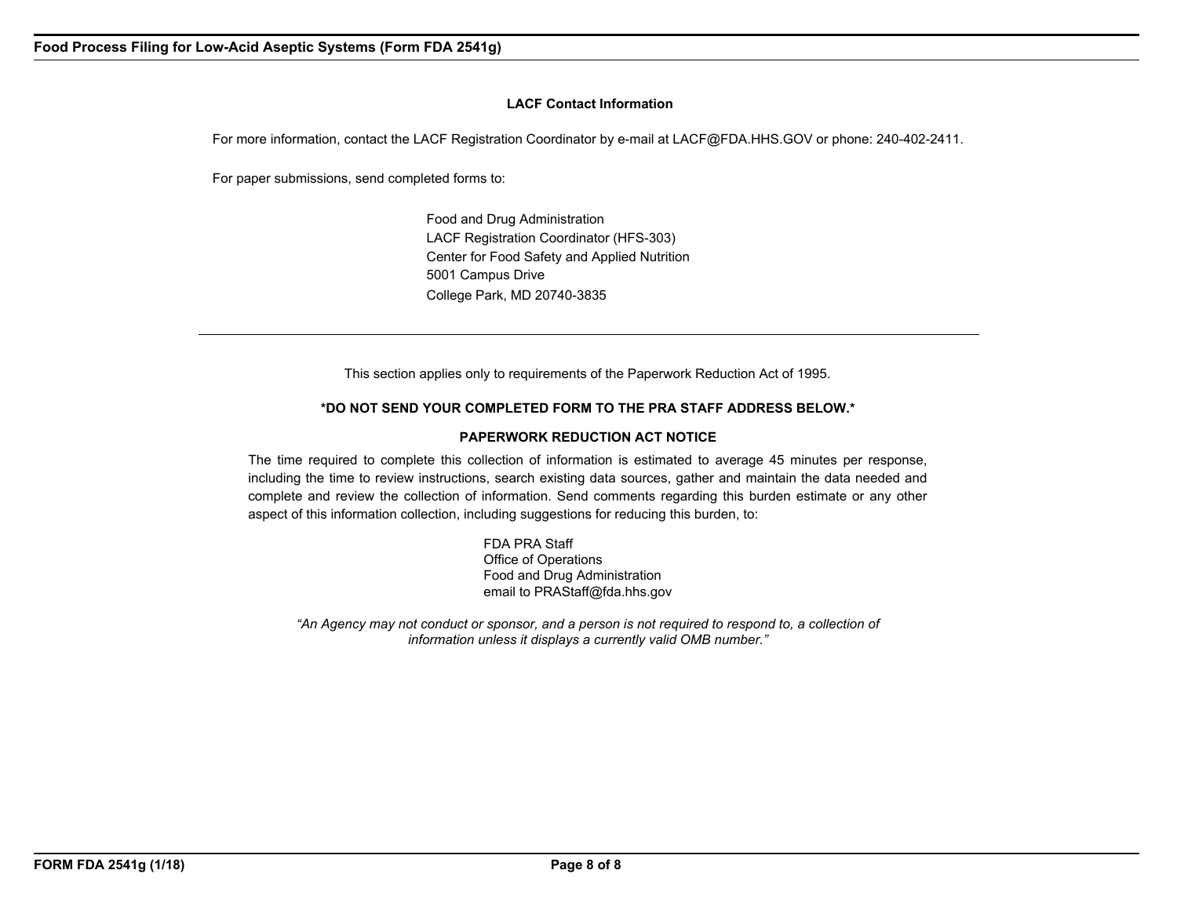## LACF Contact Information

For more information, contact the LACF Registration Coordinator by e-mail at LACF@FDA.HHS.GOV or phone: 240-402-2411.

For paper submissions, send completed forms to:

Food and Drug Administration
LACF Registration Coordinator (HFS-303)
Center for Food Safety and Applied Nutrition
5001 Campus Drive
College Park, MD 20740-3835

---

This section applies only to requirements of the Paperwork Reduction Act of 1995.

**\*DO NOT SEND YOUR COMPLETED FORM TO THE PRA STAFF ADDRESS BELOW.\***

**PAPERWORK REDUCTION ACT NOTICE**

The time required to complete this collection of information is estimated to average 45 minutes per response, including the time to review instructions, search existing data sources, gather and maintain the data needed and complete and review the collection of information. Send comments regarding this burden estimate or any other aspect of this information collection, including suggestions for reducing this burden, to:

FDA PRA Staff
Office of Operations
Food and Drug Administration
email to PRAStaff@fda.hhs.gov

*"An Agency may not conduct or sponsor, and a person is not required to respond to, a collection of information unless it displays a currently valid OMB number."*